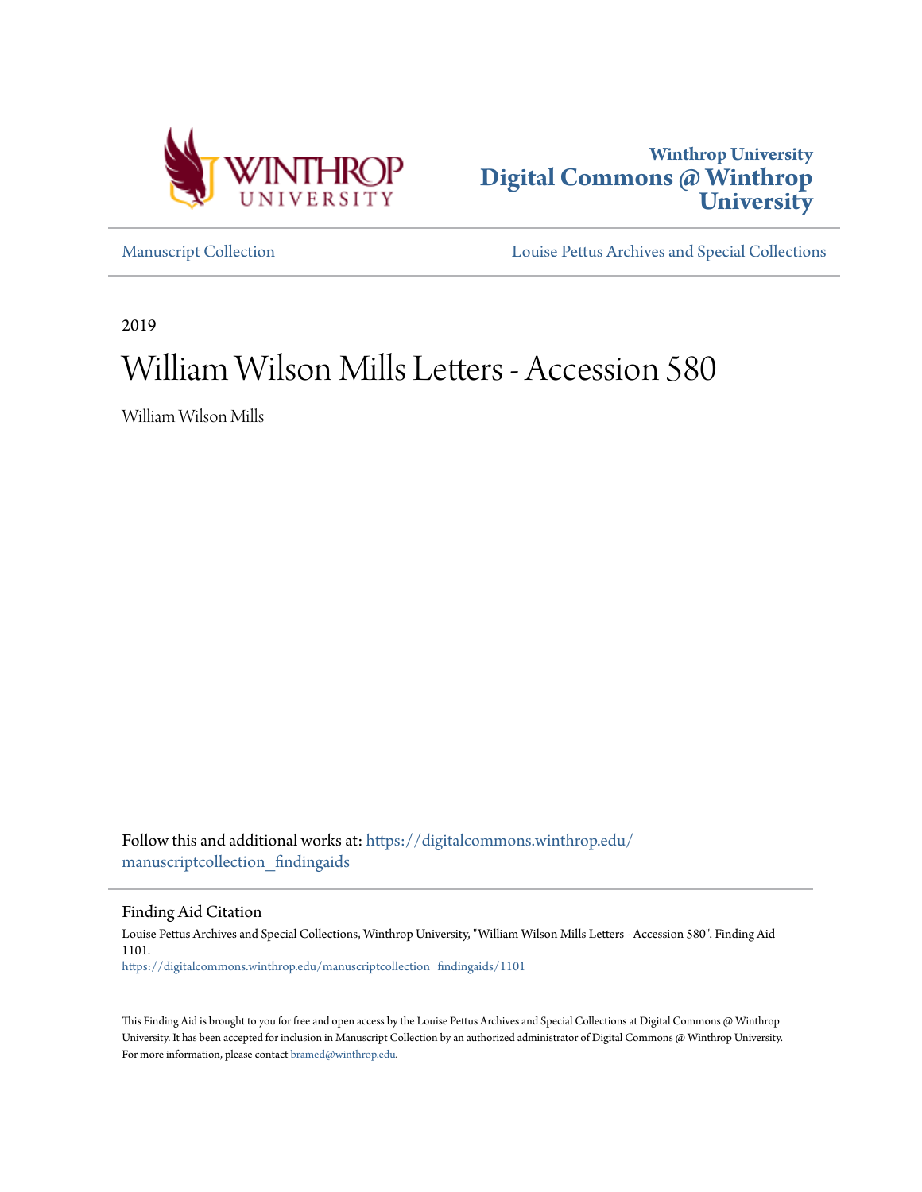Winthrop University
# Digital Commons @ Winthrop University

Manuscript Collection

Louise Pettus Archives and Special Collections

2019

# William Wilson Mills Letters - Accession 580

William Wilson Mills

Follow this and additional works at: https://digitalcommons.winthrop.edu/manuscriptcollection_findingaids

## Finding Aid Citation

Louise Pettus Archives and Special Collections, Winthrop University, "William Wilson Mills Letters - Accession 580". Finding Aid 1101.
https://digitalcommons.winthrop.edu/manuscriptcollection_findingaids/1101

This Finding Aid is brought to you for free and open access by the Louise Pettus Archives and Special Collections at Digital Commons @ Winthrop University. It has been accepted for inclusion in Manuscript Collection by an authorized administrator of Digital Commons @ Winthrop University. For more information, please contact bramed@winthrop.edu.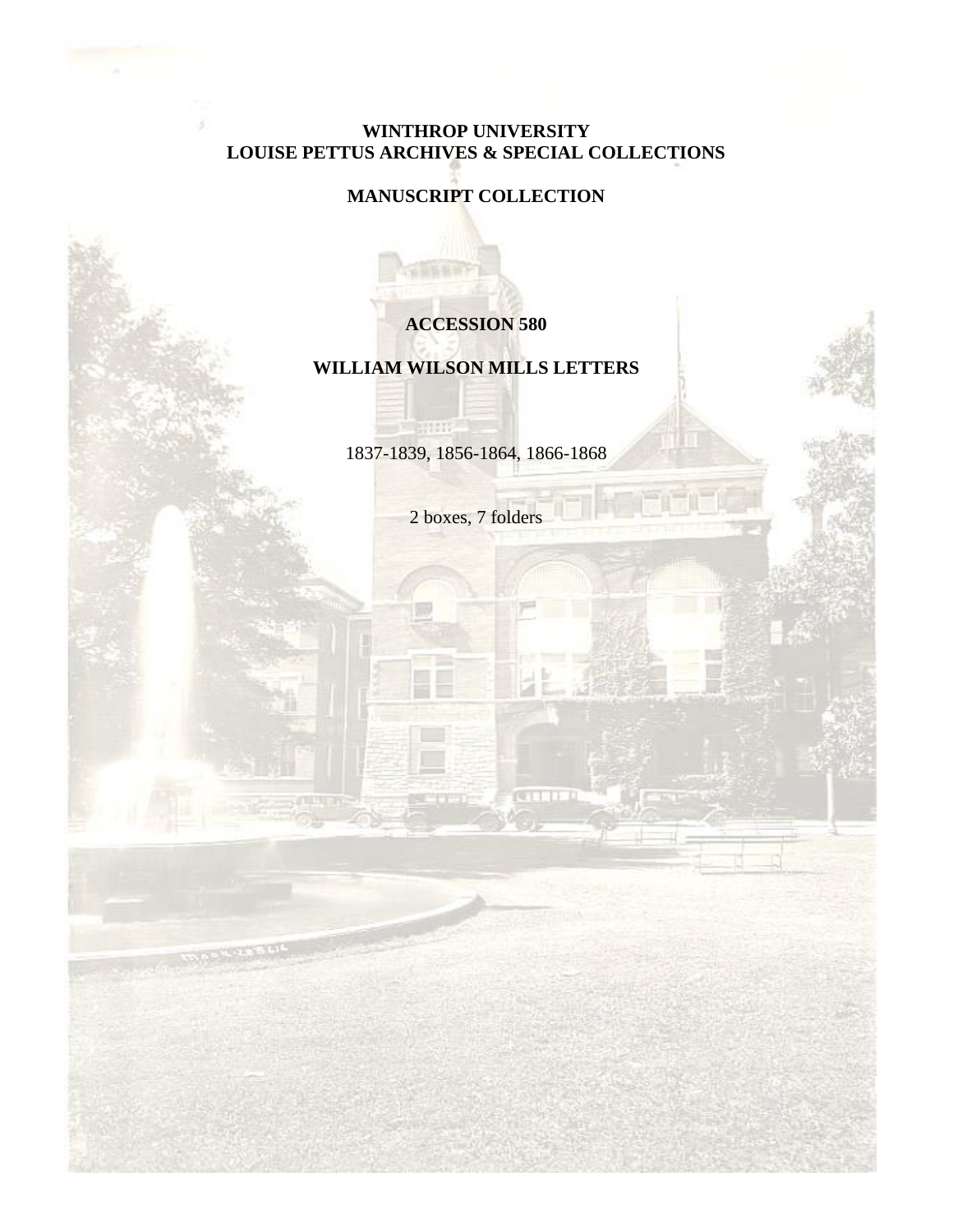**WINTHROP UNIVERSITY**
**LOUISE PETTUS ARCHIVES & SPECIAL COLLECTIONS**

**MANUSCRIPT COLLECTION**

# ACCESSION 580

# WILLIAM WILSON MILLS LETTERS

1837-1839, 1856-1864, 1866-1868

2 boxes, 7 folders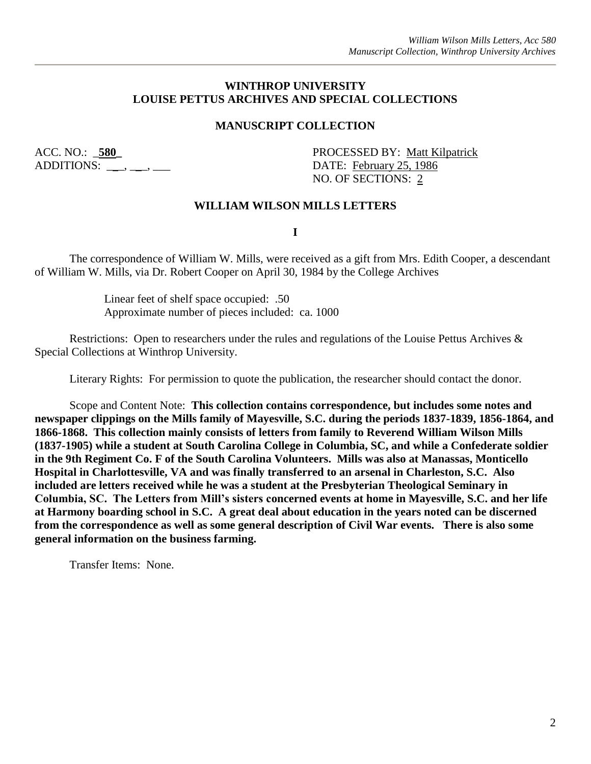# WINTHROP UNIVERSITY
# LOUISE PETTUS ARCHIVES AND SPECIAL COLLECTIONS

## MANUSCRIPT COLLECTION

ACC. NO.: _**580**_
ADDITIONS: ___, ___, ___

PROCESSED BY: Matt Kilpatrick
DATE: February 25, 1986
NO. OF SECTIONS: 2

## WILLIAM WILSON MILLS LETTERS

**I**

The correspondence of William W. Mills, were received as a gift from Mrs. Edith Cooper, a descendant of William W. Mills, via Dr. Robert Cooper on April 30, 1984 by the College Archives

Linear feet of shelf space occupied: .50
Approximate number of pieces included: ca. 1000

Restrictions: Open to researchers under the rules and regulations of the Louise Pettus Archives & Special Collections at Winthrop University.

Literary Rights: For permission to quote the publication, the researcher should contact the donor.

Scope and Content Note: **This collection contains correspondence, but includes some notes and newspaper clippings on the Mills family of Mayesville, S.C. during the periods 1837-1839, 1856-1864, and 1866-1868. This collection mainly consists of letters from family to Reverend William Wilson Mills (1837-1905) while a student at South Carolina College in Columbia, SC, and while a Confederate soldier in the 9th Regiment Co. F of the South Carolina Volunteers. Mills was also at Manassas, Monticello Hospital in Charlottesville, VA and was finally transferred to an arsenal in Charleston, S.C. Also included are letters received while he was a student at the Presbyterian Theological Seminary in Columbia, SC. The Letters from Mill's sisters concerned events at home in Mayesville, S.C. and her life at Harmony boarding school in S.C. A great deal about education in the years noted can be discerned from the correspondence as well as some general description of Civil War events. There is also some general information on the business farming.**

Transfer Items: None.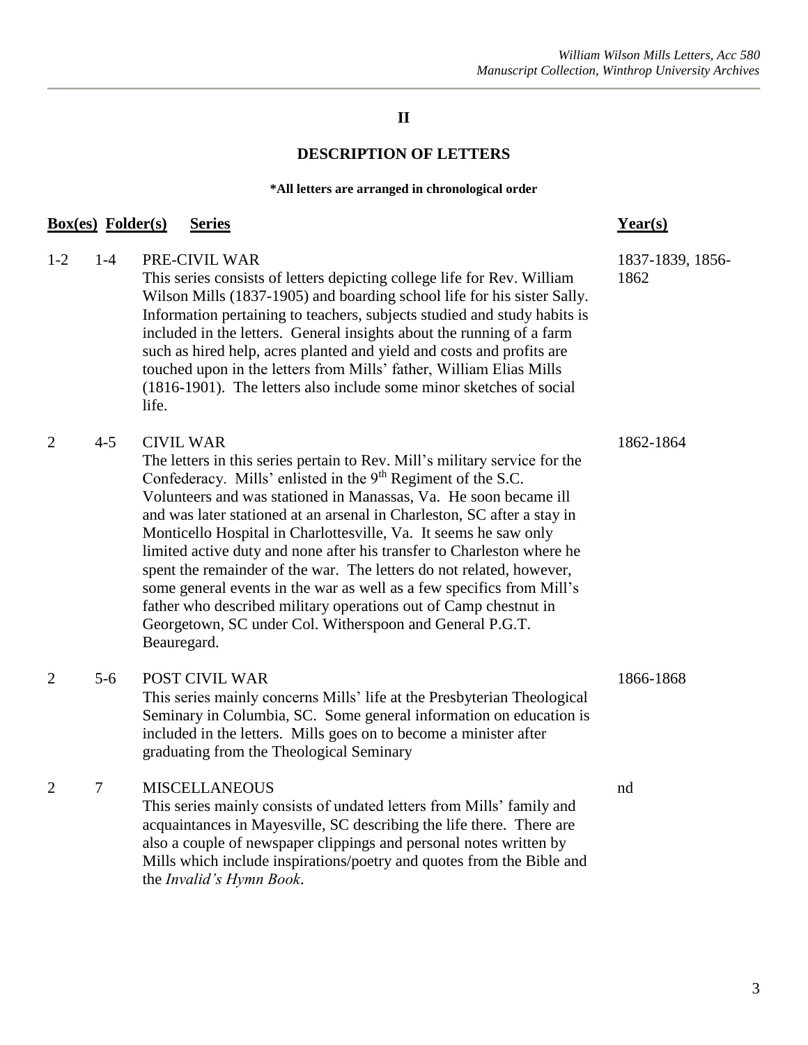## II

## DESCRIPTION OF LETTERS

***All letters are arranged in chronological order**

| Box(es) | Folder(s) | Series | Year(s) |
|---|---|---|---|
| 1-2 | 1-4 | PRE-CIVIL WAR<br>This series consists of letters depicting college life for Rev. William Wilson Mills (1837-1905) and boarding school life for his sister Sally. Information pertaining to teachers, subjects studied and study habits is included in the letters. General insights about the running of a farm such as hired help, acres planted and yield and costs and profits are touched upon in the letters from Mills' father, William Elias Mills (1816-1901). The letters also include some minor sketches of social life. | 1837-1839, 1856-1862 |
| 2 | 4-5 | CIVIL WAR<br>The letters in this series pertain to Rev. Mill's military service for the Confederacy. Mills' enlisted in the 9th Regiment of the S.C. Volunteers and was stationed in Manassas, Va. He soon became ill and was later stationed at an arsenal in Charleston, SC after a stay in Monticello Hospital in Charlottesville, Va. It seems he saw only limited active duty and none after his transfer to Charleston where he spent the remainder of the war. The letters do not related, however, some general events in the war as well as a few specifics from Mill's father who described military operations out of Camp chestnut in Georgetown, SC under Col. Witherspoon and General P.G.T. Beauregard. | 1862-1864 |
| 2 | 5-6 | POST CIVIL WAR<br>This series mainly concerns Mills' life at the Presbyterian Theological Seminary in Columbia, SC. Some general information on education is included in the letters. Mills goes on to become a minister after graduating from the Theological Seminary | 1866-1868 |
| 2 | 7 | MISCELLANEOUS<br>This series mainly consists of undated letters from Mills' family and acquaintances in Mayesville, SC describing the life there. There are also a couple of newspaper clippings and personal notes written by Mills which include inspirations/poetry and quotes from the Bible and the *Invalid's Hymn Book*. | nd |